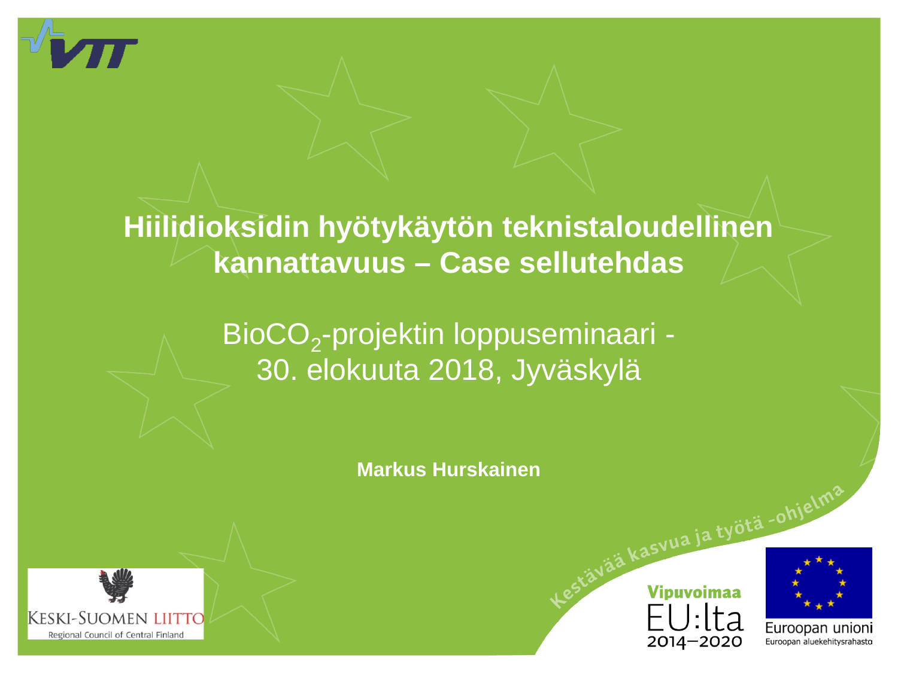# Hiilidioksidin hyötykäytön teknistaloudellinen kannattavuus – Case sellutehdas

BioCO$_2$-projektin loppuseminaari - 30. elokuuta 2018, Jyväskylä

**Markus Hurskainen**

Kestävää kasvua ja työtä -ohjelma

KESKI-SUOMEN LIITTO
Regional Council of Central Finland

Vipuvoimaa EU:lta 2014–2020

Euroopan unioni
Euroopan aluekehitysrahasto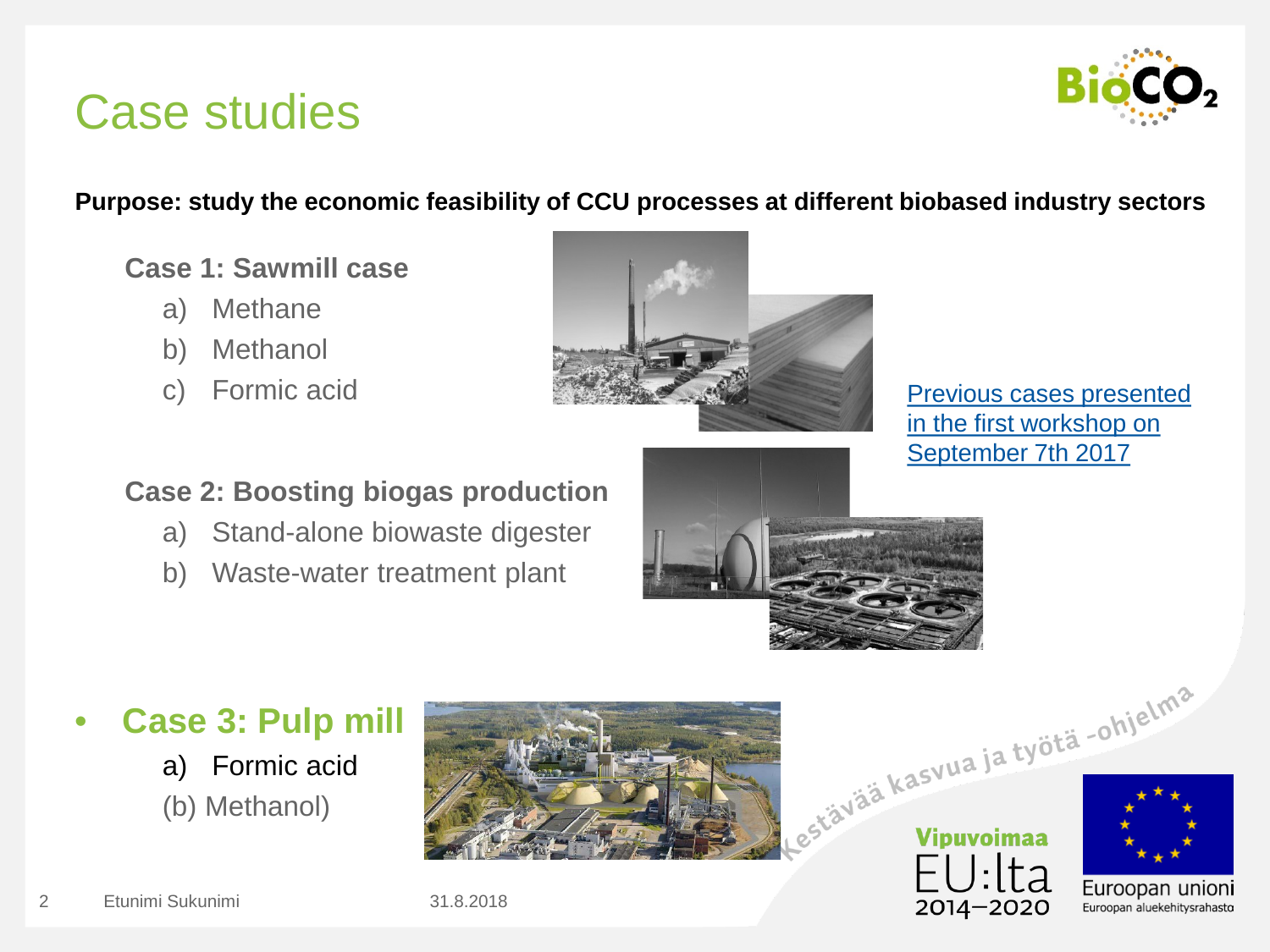# Case studies

**Purpose: study the economic feasibility of CCU processes at different biobased industry sectors**

**Case 1: Sawmill case**

a) Methane
b) Methanol
c) Formic acid

Previous cases presented in the first workshop on September 7th 2017

**Case 2: Boosting biogas production**

a) Stand-alone biowaste digester
b) Waste-water treatment plant

- **Case 3: Pulp mill**

  a) Formic acid
  (b) Methanol)

Kestävää kasvua ja työtä -ohjelma

Vipuvoimaa EU:lta 2014–2020

Euroopan unioni
Euroopan aluekehitysrahasto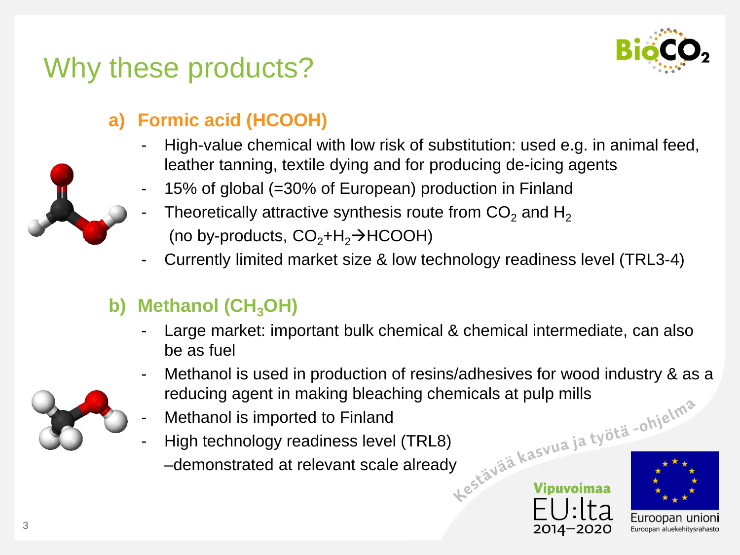# Why these products?

## a) Formic acid (HCOOH)

- High-value chemical with low risk of substitution: used e.g. in animal feed, leather tanning, textile dying and for producing de-icing agents
- 15% of global (=30% of European) production in Finland
- Theoretically attractive synthesis route from $CO_2$ and $H_2$ (no by-products, $CO_2 + H_2 \rightarrow HCOOH$)
- Currently limited market size & low technology readiness level (TRL3-4)

## b) Methanol ($CH_3OH$)

- Large market: important bulk chemical & chemical intermediate, can also be as fuel
- Methanol is used in production of resins/adhesives for wood industry & as a reducing agent in making bleaching chemicals at pulp mills
- Methanol is imported to Finland
- High technology readiness level (TRL8) –demonstrated at relevant scale already

Kestävää kasvua ja työtä -ohjelma

Vipuvoimaa EU:lta 2014–2020

Euroopan unioni
Euroopan aluekehitysrahasto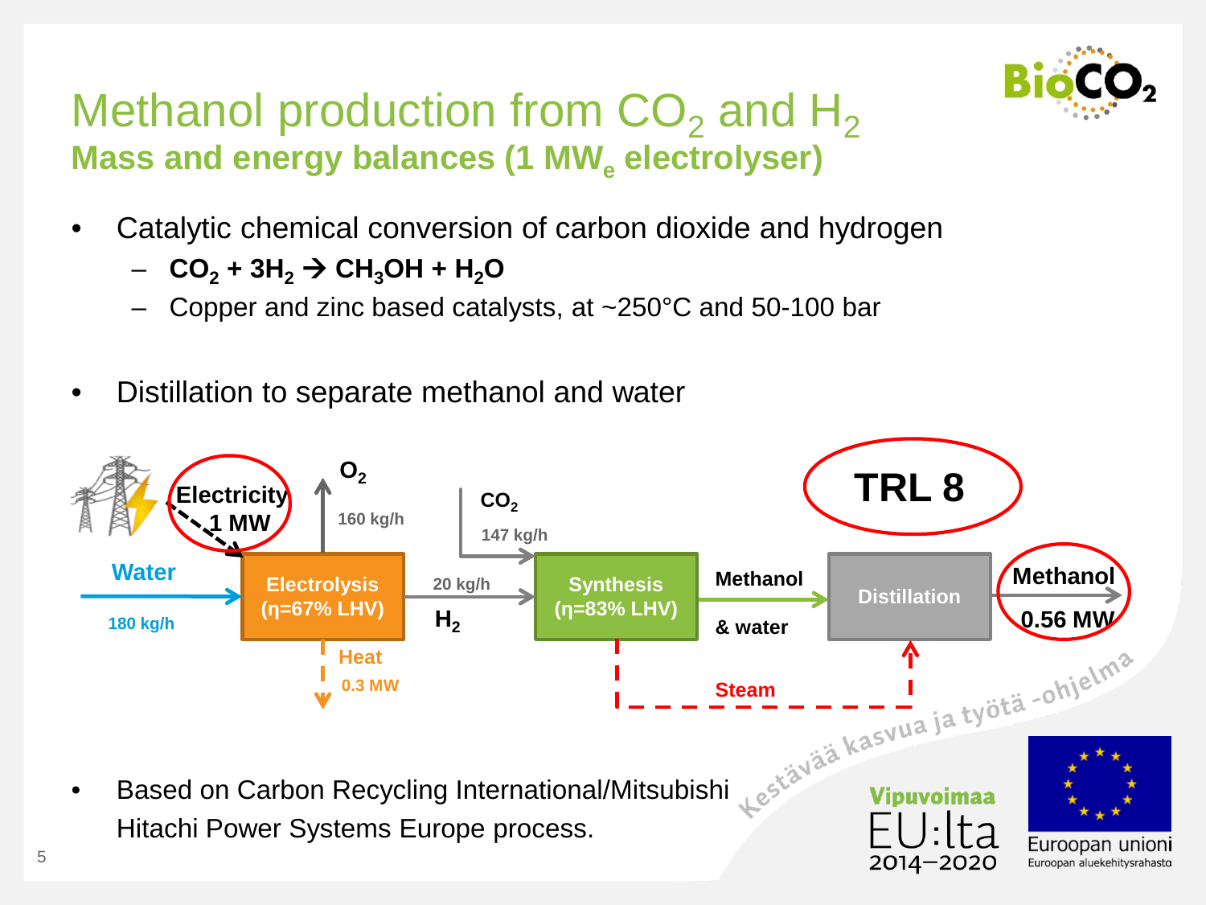# Methanol production from $CO_2$ and $H_2$

## Mass and energy balances (1 $MW_e$ electrolyser)

- Catalytic chemical conversion of carbon dioxide and hydrogen
  - $CO_2 + 3H_2 \rightarrow CH_3OH + H_2O$
  - Copper and zinc based catalysts, at ~250°C and 50-100 bar
- Distillation to separate methanol and water

Electricity 1 MW

Water 180 kg/h

Electrolysis (η=67% LHV)

$O_2$ 160 kg/h

Heat 0.3 MW

$H_2$ 20 kg/h

$CO_2$ 147 kg/h

Synthesis (η=83% LHV)

Methanol & water

Steam

Distillation

Methanol 0.56 MW

TRL 8

- Based on Carbon Recycling International/Mitsubishi Hitachi Power Systems Europe process.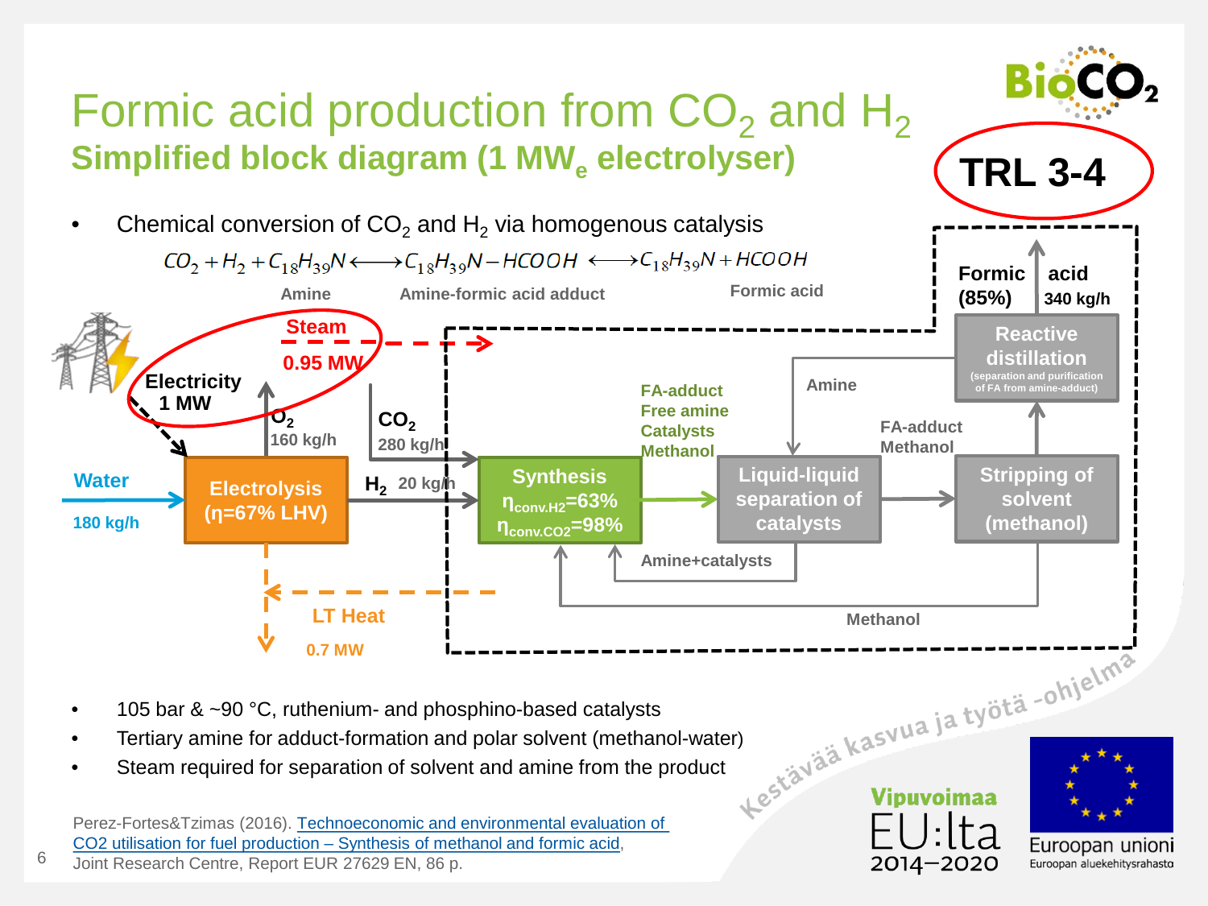# Formic acid production from $CO_2$ and $H_2$

## Simplified block diagram (1 $MW_e$ electrolyser)

**TRL 3-4**

- Chemical conversion of $CO_2$ and $H_2$ via homogenous catalysis

$$CO_2 + H_2 + C_{18}H_{39}N \longleftrightarrow C_{18}H_{39}N-HCOOH \longleftrightarrow C_{18}H_{39}N + HCOOH$$

Amine — Amine-formic acid adduct — Formic acid

- Electricity 1 MW → Electrolysis (η=67% LHV)
- Water 180 kg/h → Electrolysis
- Electrolysis → $O_2$ 160 kg/h
- Electrolysis → LT Heat 0.7 MW
- Electrolysis → $H_2$ 20 kg/h → Synthesis
- $CO_2$ 280 kg/h → Synthesis ($\eta_{conv.H2}$=63%, $\eta_{conv.CO2}$=98%)
- Steam 0.95 MW
- Synthesis → (FA-adduct, Free amine, Catalysts, Methanol) → Liquid-liquid separation of catalysts
- Liquid-liquid separation of catalysts → Amine+catalysts → Synthesis
- Liquid-liquid separation of catalysts → (FA-adduct, Methanol) → Stripping of solvent (methanol)
- Stripping of solvent (methanol) → Methanol → Synthesis
- Stripping of solvent (methanol) → Reactive distillation (separation and purification of FA from amine-adduct)
- Reactive distillation → Amine → Liquid-liquid separation of catalysts
- Reactive distillation → Formic acid (85%) 340 kg/h

- 105 bar & ~90 °C, ruthenium- and phosphino-based catalysts
- Tertiary amine for adduct-formation and polar solvent (methanol-water)
- Steam required for separation of solvent and amine from the product

Perez-Fortes&Tzimas (2016). [Technoeconomic and environmental evaluation of CO2 utilisation for fuel production – Synthesis of methanol and formic acid](), Joint Research Centre, Report EUR 27629 EN, 86 p.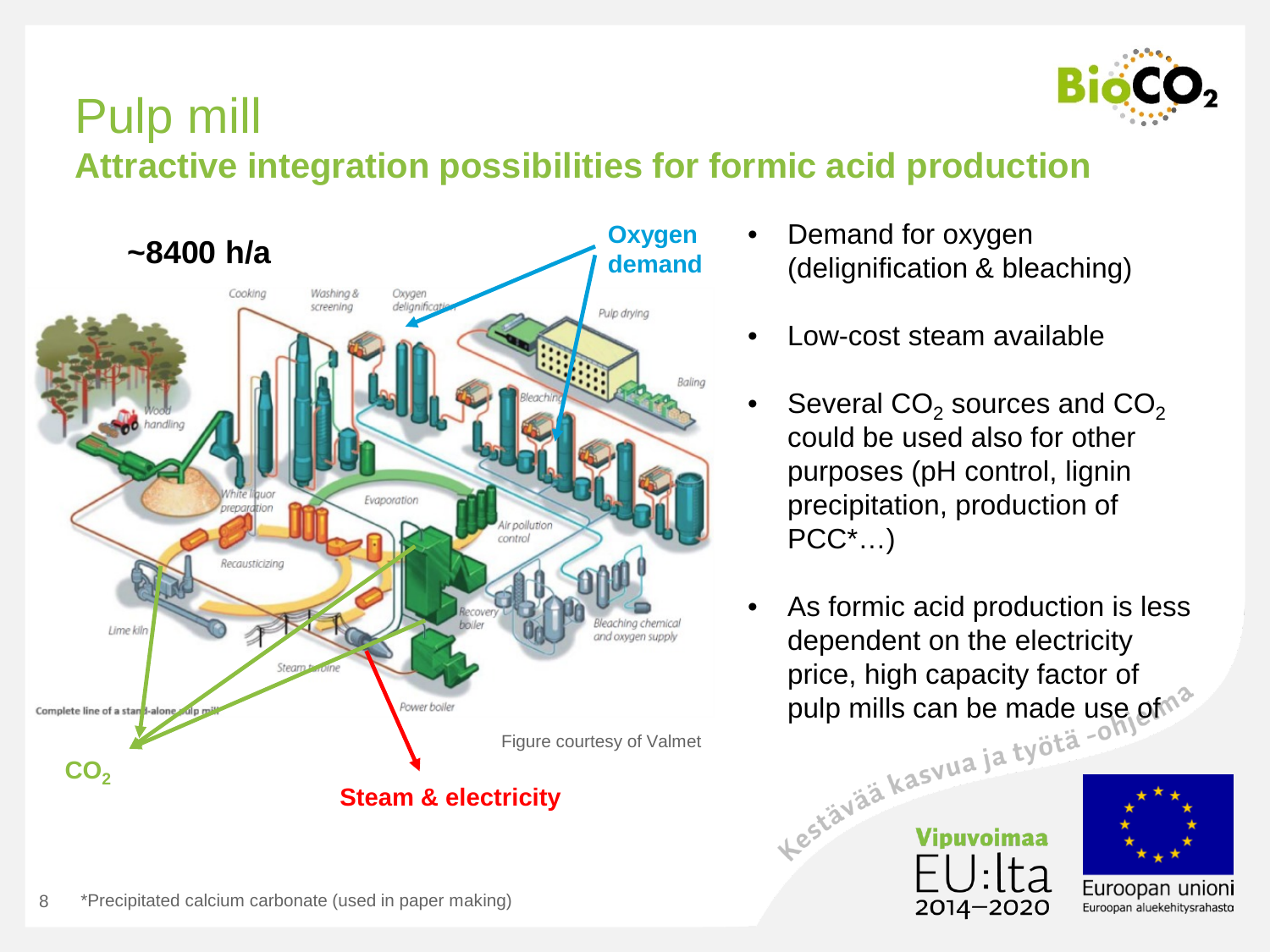# Pulp mill

## Attractive integration possibilities for formic acid production

~8400 h/a

Oxygen demand

$CO_2$

Steam & electricity

Figure courtesy of Valmet

- Demand for oxygen (delignification & bleaching)
- Low-cost steam available
- Several $CO_2$ sources and $CO_2$ could be used also for other purposes (pH control, lignin precipitation, production of PCC*…)
- As formic acid production is less dependent on the electricity price, high capacity factor of pulp mills can be made use of

*Precipitated calcium carbonate (used in paper making)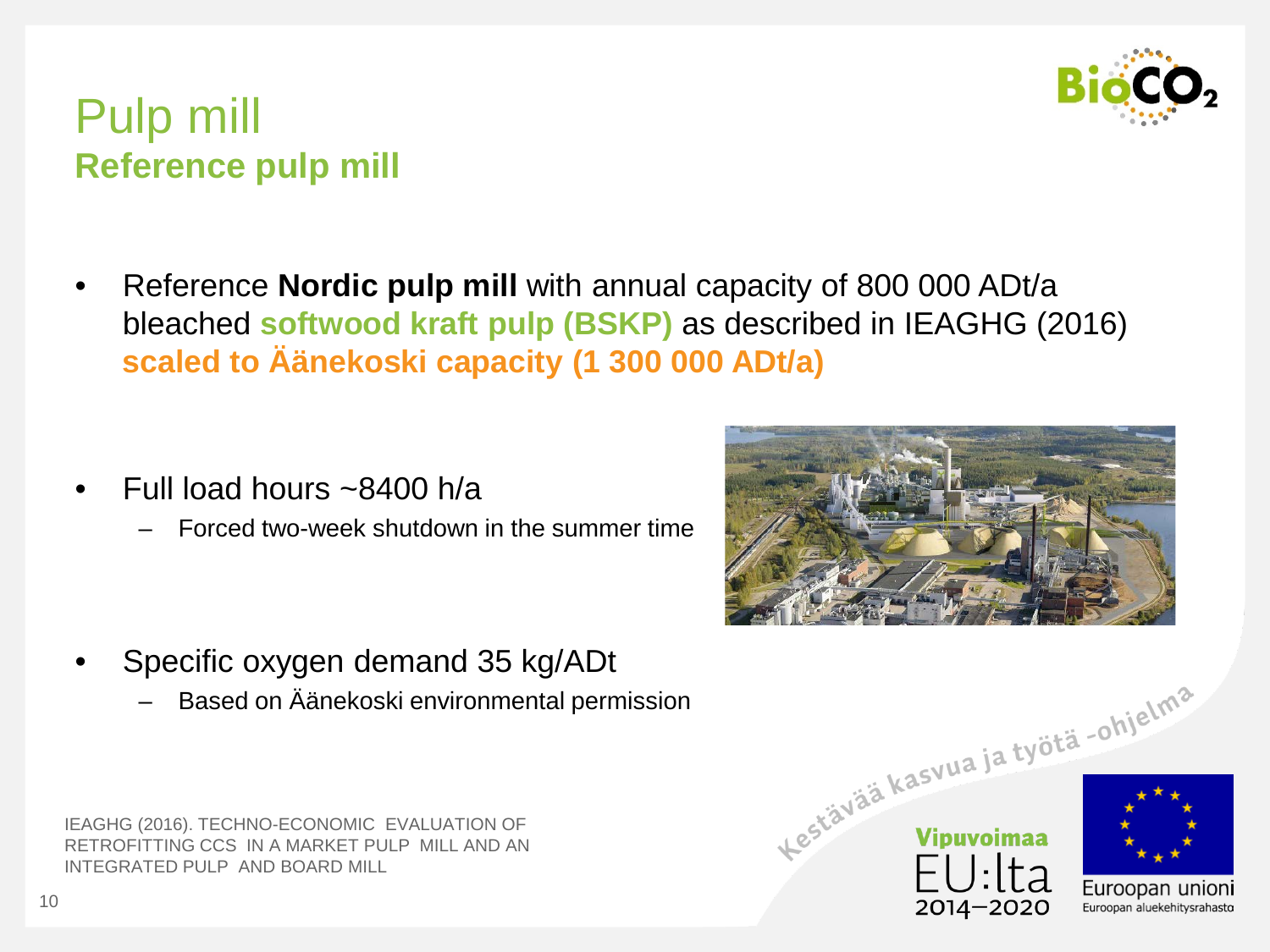# Pulp mill

## Reference pulp mill

- Reference **Nordic pulp mill** with annual capacity of 800 000 ADt/a bleached **softwood kraft pulp (BSKP)** as described in IEAGHG (2016) **scaled to Äänekoski capacity (1 300 000 ADt/a)**
- Full load hours ~8400 h/a
  - Forced two-week shutdown in the summer time
- Specific oxygen demand 35 kg/ADt
  - Based on Äänekoski environmental permission

IEAGHG (2016). TECHNO-ECONOMIC EVALUATION OF RETROFITTING CCS IN A MARKET PULP MILL AND AN INTEGRATED PULP AND BOARD MILL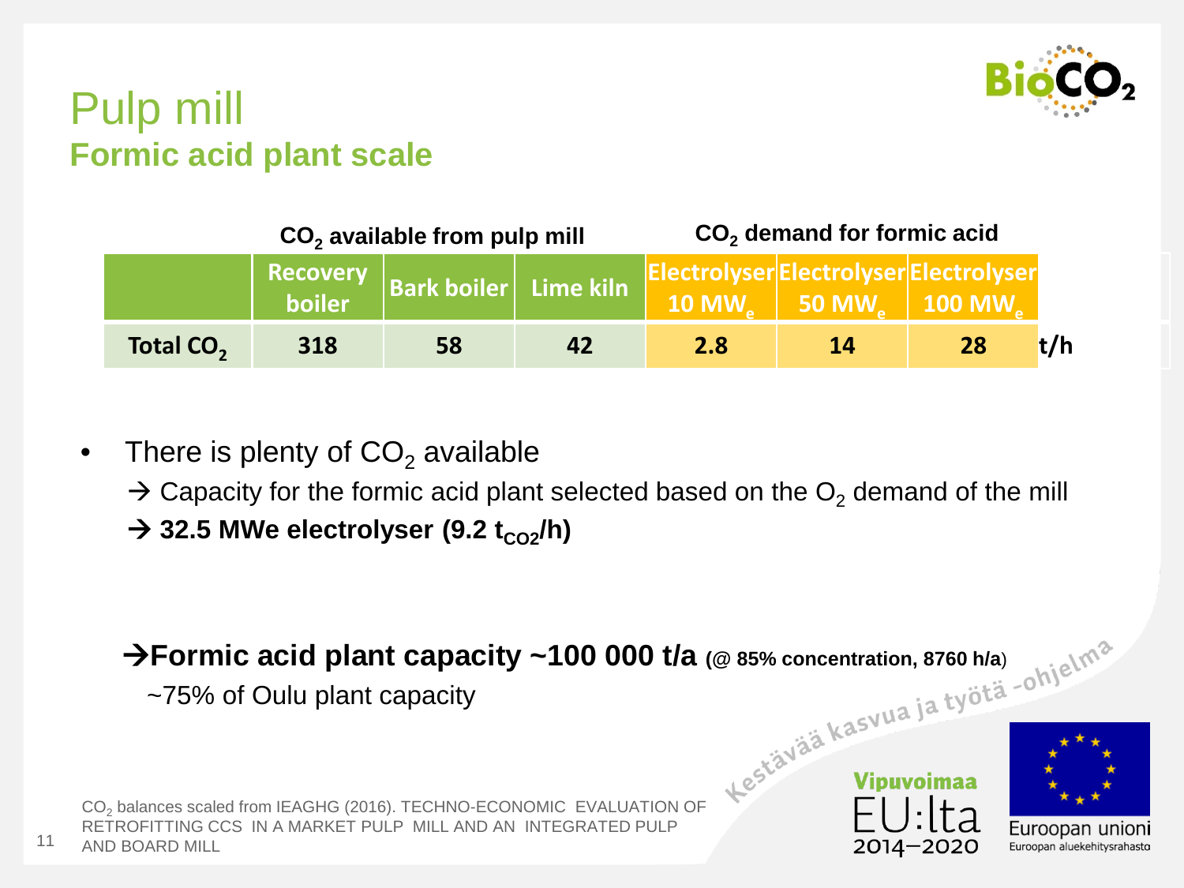# Pulp mill

## Formic acid plant scale

| | $CO_2$ available from pulp mill | | | $CO_2$ demand for formic acid | | | |
|---|---|---|---|---|---|---|---|
| | Recovery boiler | Bark boiler | Lime kiln | Electrolyser 10 $MW_e$ | Electrolyser 50 $MW_e$ | Electrolyser 100 $MW_e$ | |
| Total $CO_2$ | 318 | 58 | 42 | 2.8 | 14 | 28 | t/h |

- There is plenty of $CO_2$ available
  → Capacity for the formic acid plant selected based on the $O_2$ demand of the mill
  → **32.5 MWe electrolyser (9.2 $t_{CO2}$/h)**

→**Formic acid plant capacity ~100 000 t/a** **(@ 85% concentration, 8760 h/a)**

~75% of Oulu plant capacity

$CO_2$ balances scaled from IEAGHG (2016). TECHNO-ECONOMIC EVALUATION OF RETROFITTING CCS IN A MARKET PULP MILL AND AN INTEGRATED PULP AND BOARD MILL

Kestävää kasvua ja työtä -ohjelma

Vipuvoimaa EU:lta 2014–2020

Euroopan unioni
Euroopan aluekehitysrahasto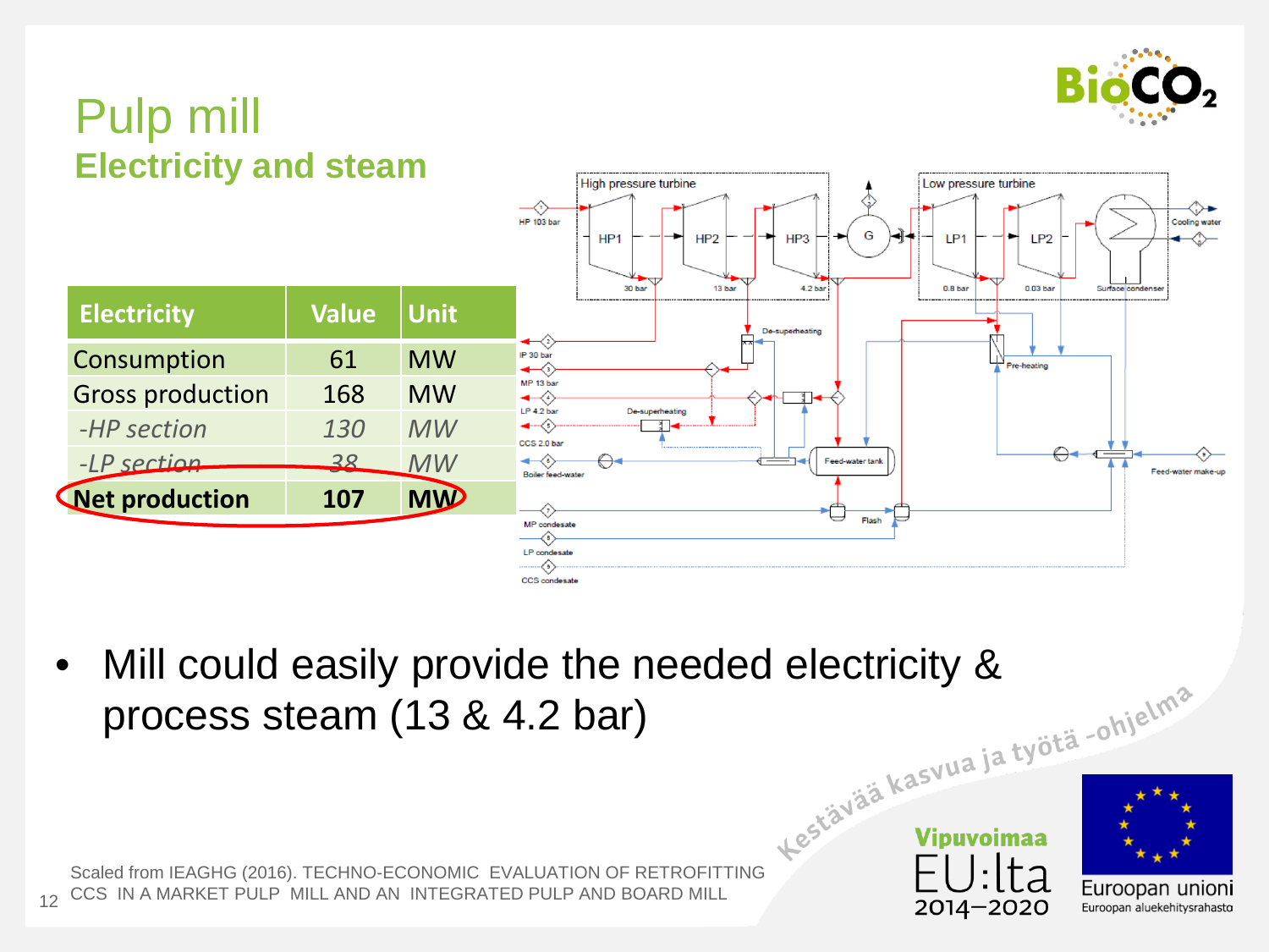# Pulp mill

## Electricity and steam

| Electricity | Value | Unit |
|---|---|---|
| Consumption | 61 | MW |
| Gross production | 168 | MW |
| *-HP section* | *130* | *MW* |
| *-LP section* | *38* | *MW* |
| **Net production** | **107** | **MW** |

- Mill could easily provide the needed electricity & process steam (13 & 4.2 bar)

Scaled from IEAGHG (2016). TECHNO-ECONOMIC EVALUATION OF RETROFITTING CCS IN A MARKET PULP MILL AND AN INTEGRATED PULP AND BOARD MILL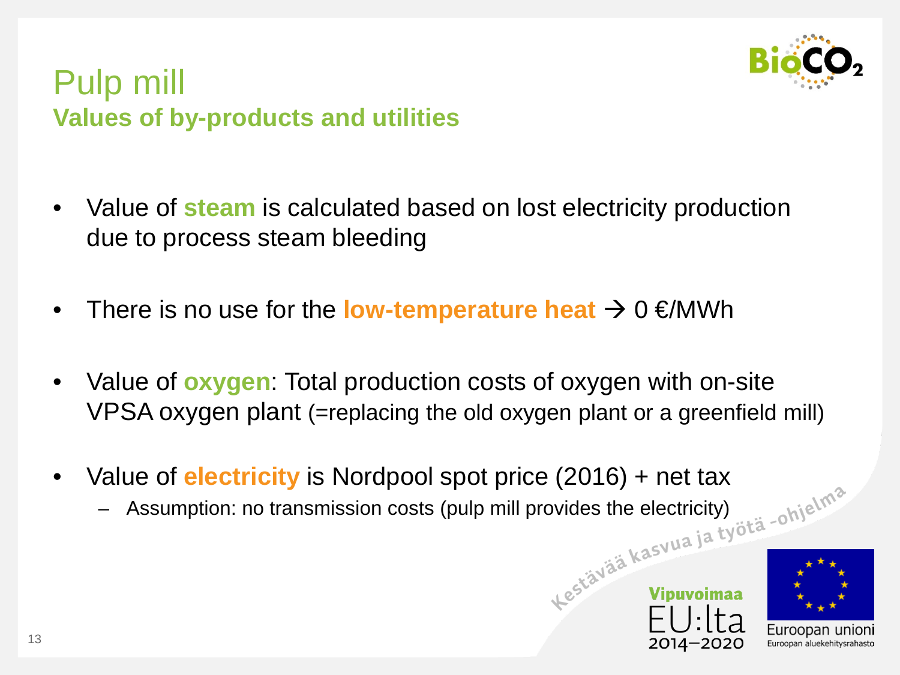# Pulp mill

## Values of by-products and utilities

- Value of **steam** is calculated based on lost electricity production due to process steam bleeding
- There is no use for the **low-temperature heat** → 0 €/MWh
- Value of **oxygen**: Total production costs of oxygen with on-site VPSA oxygen plant (=replacing the old oxygen plant or a greenfield mill)
- Value of **electricity** is Nordpool spot price (2016) + net tax
  - Assumption: no transmission costs (pulp mill provides the electricity)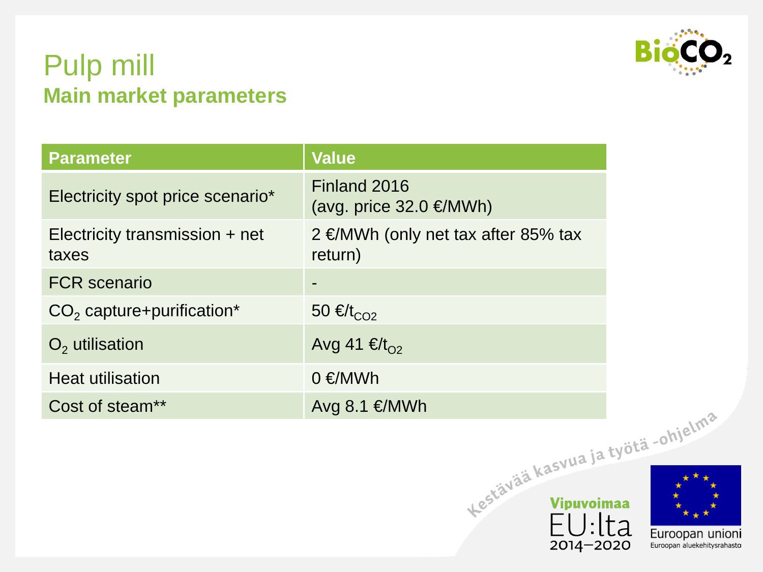# Pulp mill

## Main market parameters

| Parameter | Value |
|---|---|
| Electricity spot price scenario* | Finland 2016 (avg. price 32.0 €/MWh) |
| Electricity transmission + net taxes | 2 €/MWh (only net tax after 85% tax return) |
| FCR scenario | - |
| $CO_2$ capture+purification* | 50 €/$t_{CO2}$ |
| $O_2$ utilisation | Avg 41 €/$t_{O2}$ |
| Heat utilisation | 0 €/MWh |
| Cost of steam** | Avg 8.1 €/MWh |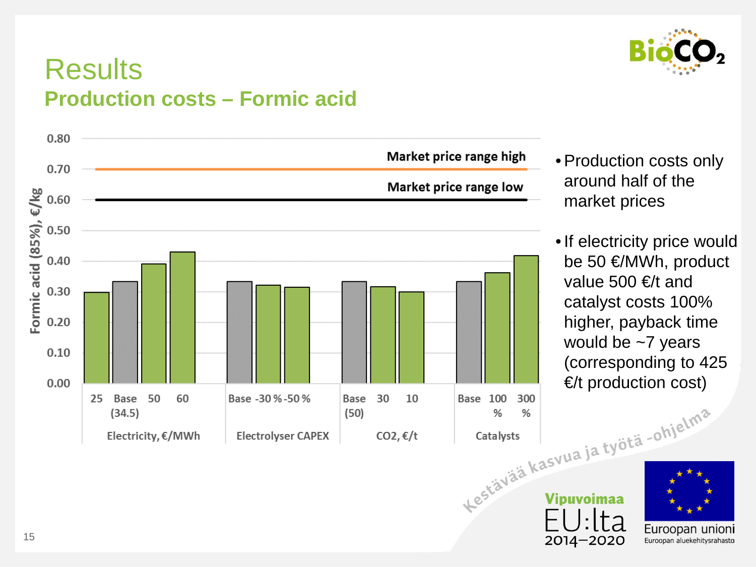# Results

## Production costs – Formic acid

Formic acid (85%), €/kg

| Parameter | Case | Production cost (€/kg) |
|---|---|---|
| Electricity, €/MWh | 25 | ~0.30 |
| | Base (34.5) | ~0.33 |
| | 50 | ~0.39 |
| | 60 | ~0.43 |
| Electrolyser CAPEX | Base | ~0.33 |
| | -30 % | ~0.32 |
| | -50 % | ~0.31 |
| $CO_2$, €/t | Base (50) | ~0.33 |
| | 30 | ~0.32 |
| | 10 | ~0.30 |
| Catalysts | Base | ~0.33 |
| | 100 % | ~0.36 |
| | 300 % | ~0.42 |

Market price range high: 0.70 €/kg

Market price range low: 0.60 €/kg

- Production costs only around half of the market prices
- If electricity price would be 50 €/MWh, product value 500 €/t and catalyst costs 100% higher, payback time would be ~7 years (corresponding to 425 €/t production cost)

Kestävää kasvua ja työtä -ohjelma

Vipuvoimaa EU:lta 2014–2020

Euroopan unioni
Euroopan aluekehitysrahasto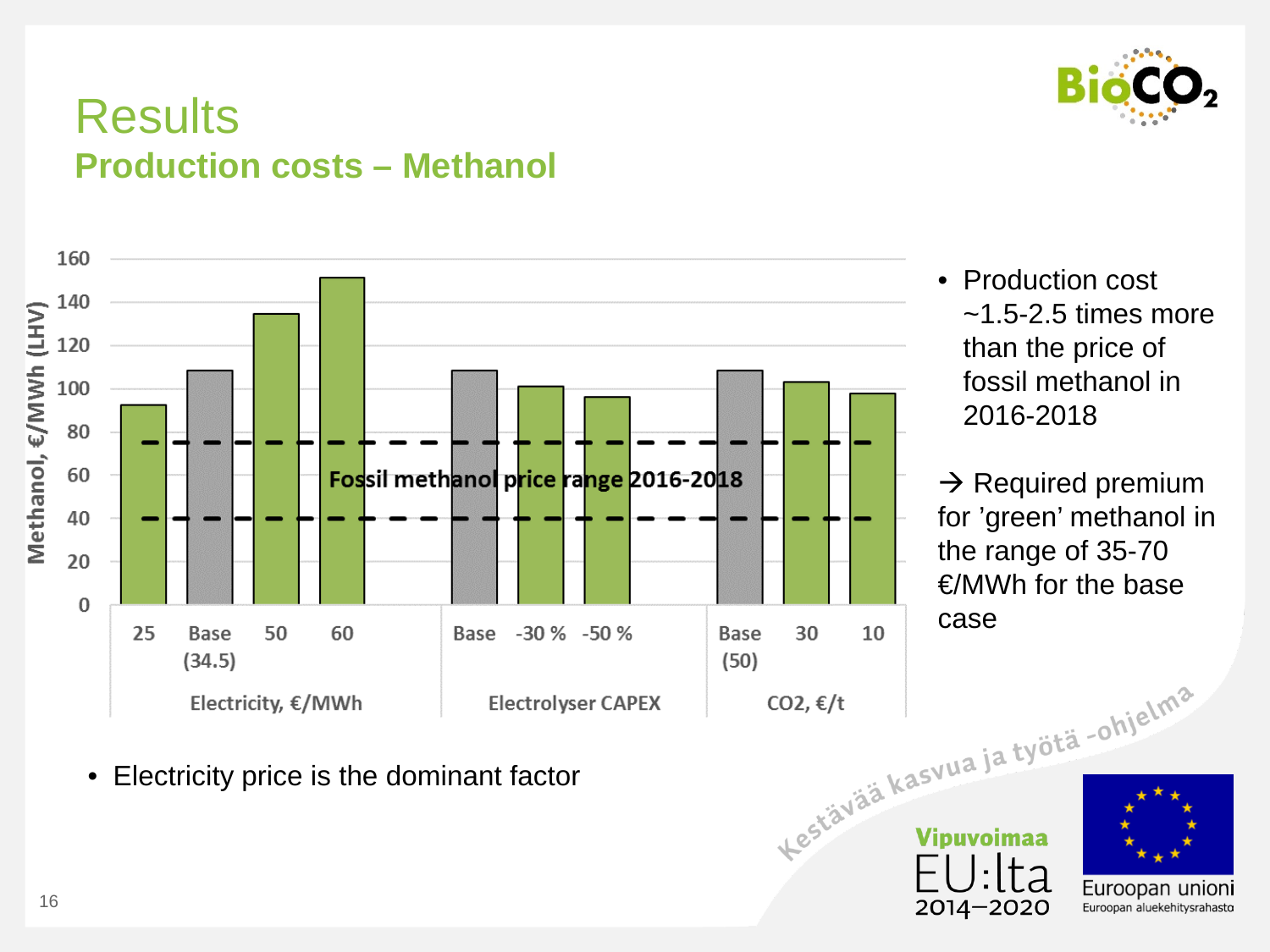# Results

## Production costs – Methanol

| | Methanol, €/MWh (LHV) |
|---|---|
| **Electricity, €/MWh** | |
| 25 | ~92 |
| Base (34.5) | ~108 |
| 50 | ~134 |
| 60 | ~151 |
| **Electrolyser CAPEX** | |
| Base | ~108 |
| -30 % | ~101 |
| -50 % | ~96 |
| **CO2, €/t** | |
| Base (50) | ~108 |
| 30 | ~103 |
| 10 | ~98 |

Fossil methanol price range 2016-2018 (approx. 40–75 €/MWh)

- Production cost ~1.5-2.5 times more than the price of fossil methanol in 2016-2018

→ Required premium for 'green' methanol in the range of 35-70 €/MWh for the base case

- Electricity price is the dominant factor

Kestävää kasvua ja työtä -ohjelma

Vipuvoimaa EU:lta 2014–2020

Euroopan unioni
Euroopan aluekehitysrahasto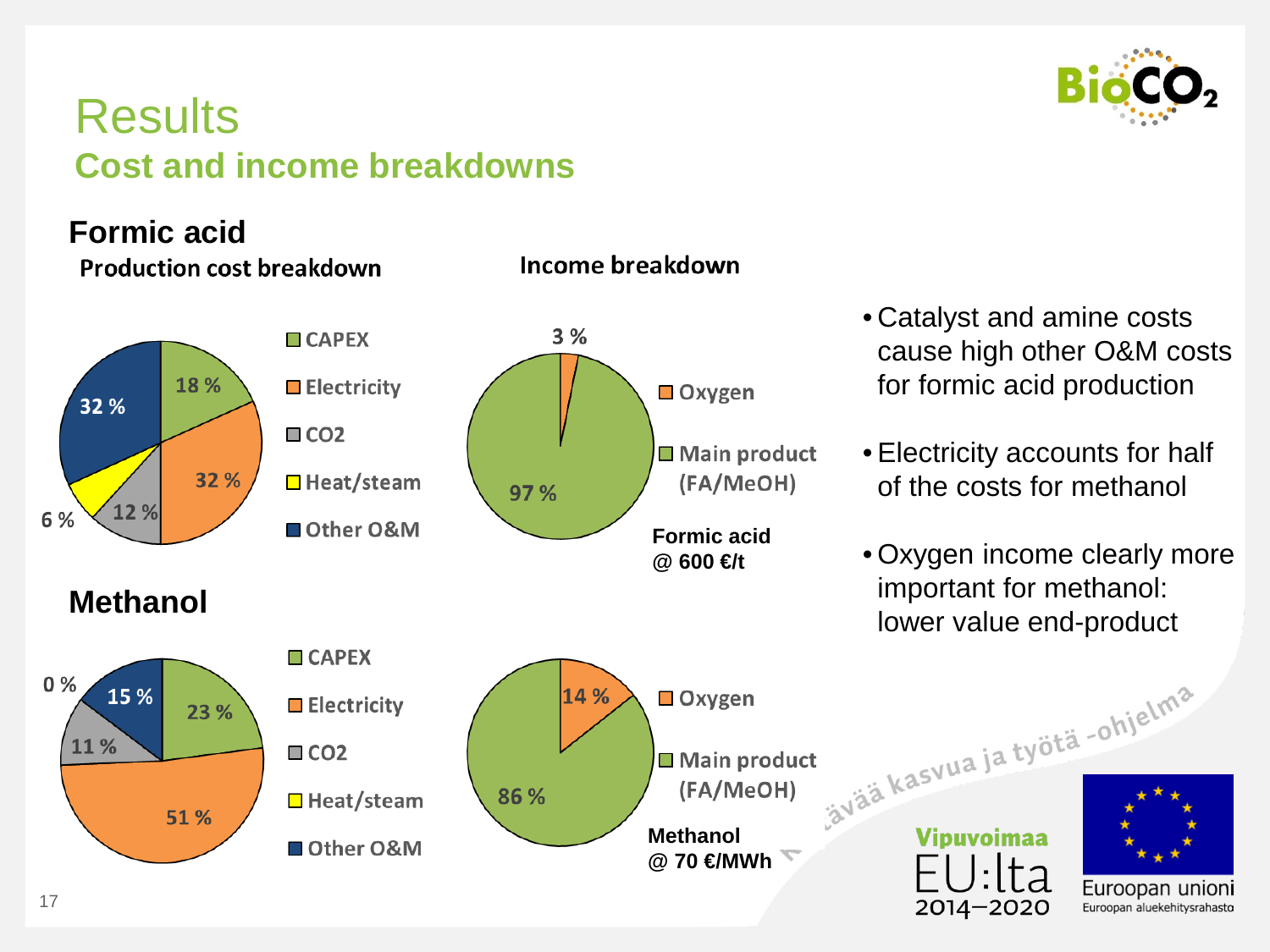# Results

## Cost and income breakdowns

### Formic acid

**Production cost breakdown**

| Category | Share |
| --- | --- |
| CAPEX | 18 % |
| Electricity | 32 % |
| CO2 | 12 % |
| Heat/steam | 6 % |
| Other O&M | 32 % |

**Income breakdown**

| Category | Share |
| --- | --- |
| Oxygen | 3 % |
| Main product (FA/MeOH) | 97 % |

**Formic acid @ 600 €/t**

### Methanol

**Production cost breakdown**

| Category | Share |
| --- | --- |
| CAPEX | 23 % |
| Electricity | 51 % |
| CO2 | 11 % |
| Heat/steam | 0 % |
| Other O&M | 15 % |

**Income breakdown**

| Category | Share |
| --- | --- |
| Oxygen | 14 % |
| Main product (FA/MeOH) | 86 % |

**Methanol @ 70 €/MWh**

- Catalyst and amine costs cause high other O&M costs for formic acid production
- Electricity accounts for half of the costs for methanol
- Oxygen income clearly more important for methanol: lower value end-product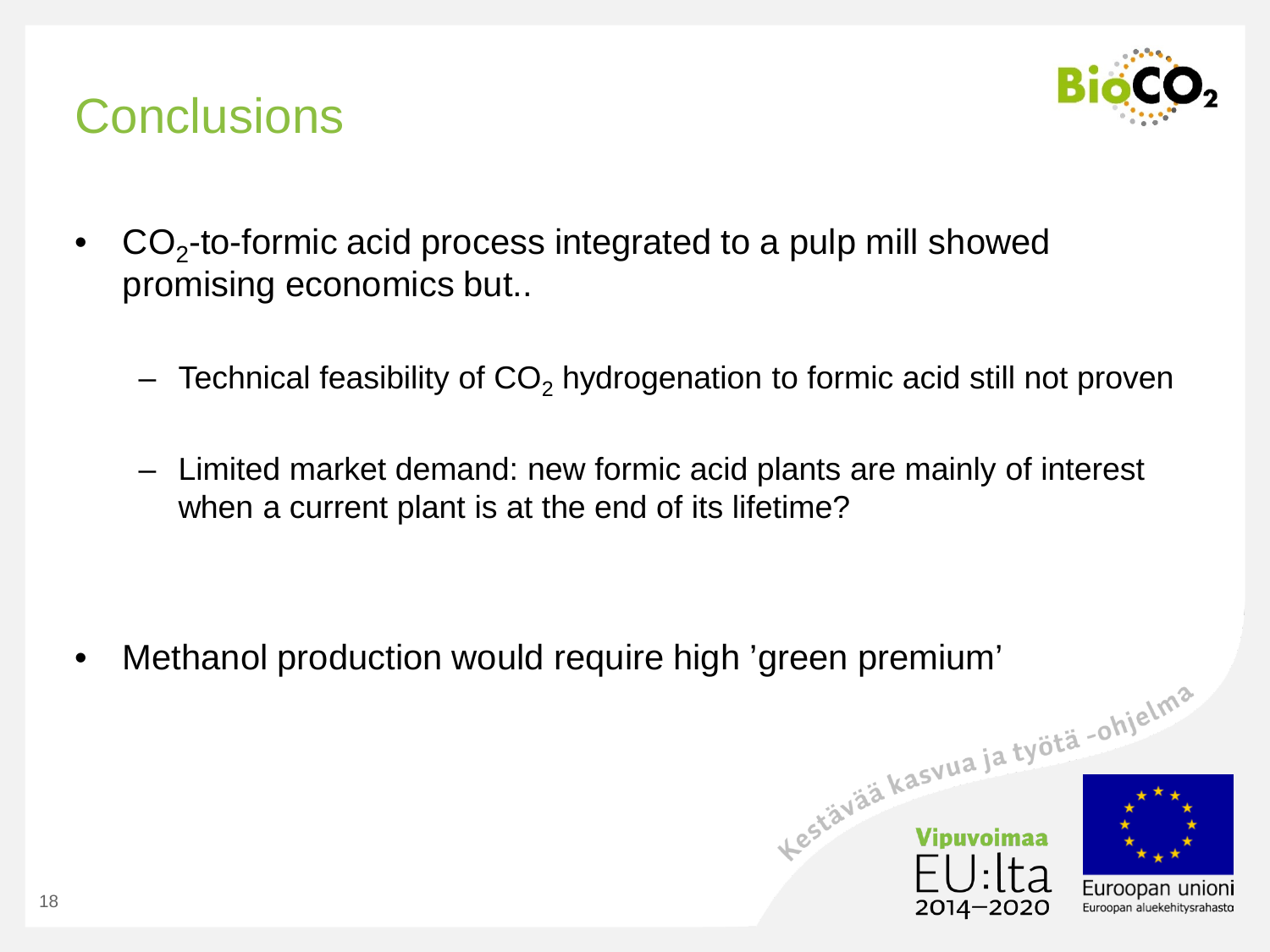# Conclusions

- $CO_2$-to-formic acid process integrated to a pulp mill showed promising economics but..
  - Technical feasibility of $CO_2$ hydrogenation to formic acid still not proven
  - Limited market demand: new formic acid plants are mainly of interest when a current plant is at the end of its lifetime?
- Methanol production would require high 'green premium'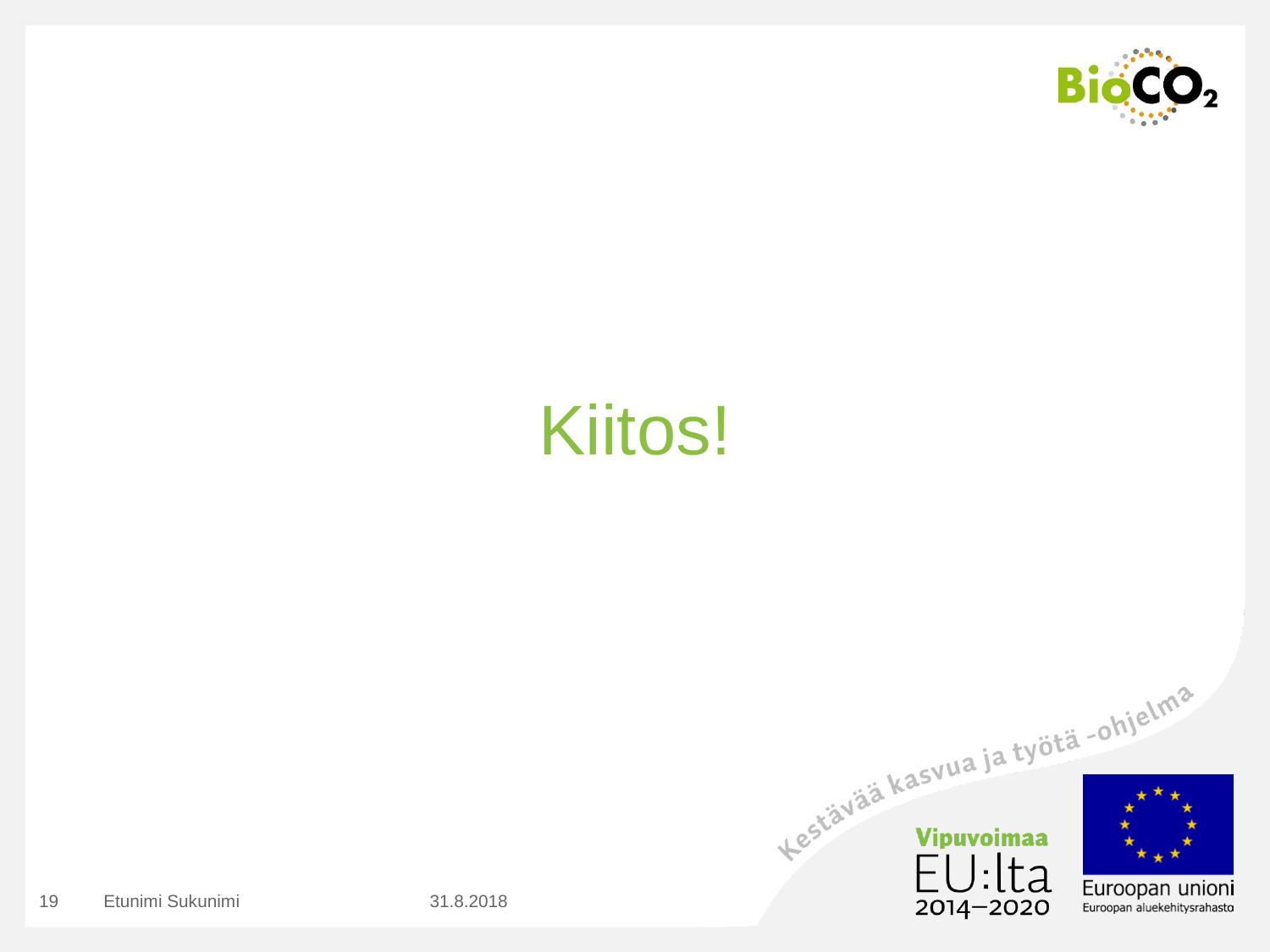# Kiitos!